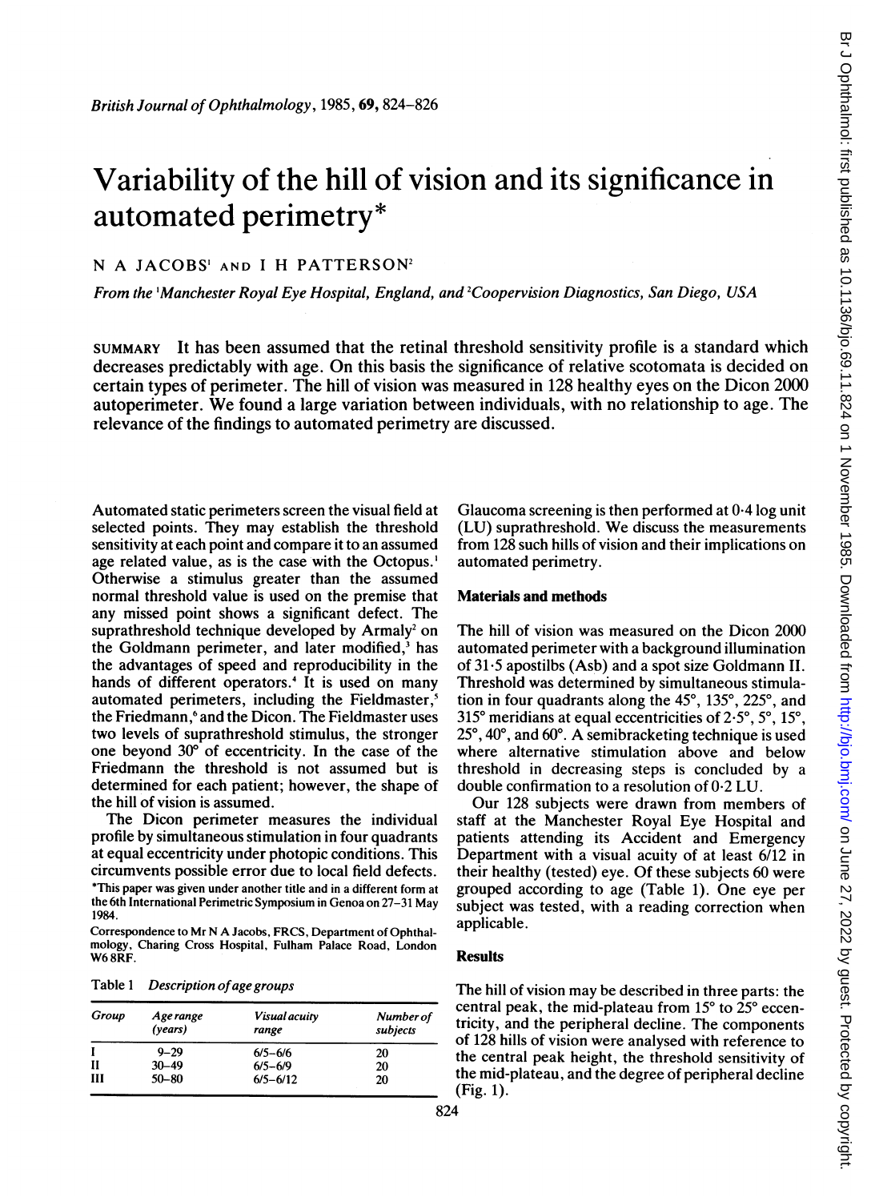# Variability of the hill of vision and its significance in automated perimetry*

N A JACOBS[1] AND I H PATTERSON[2]

*From the [1]Manchester Royal Eye Hospital, England, and [2]Coopervision Diagnostics, San Diego, USA*

SUMMARY It has been assumed that the retinal threshold sensitivity profile is a standard which decreases predictably with age. On this basis the significance of relative scotomata is decided on certain types of perimeter. The hill of vision was measured in 128 healthy eyes on the Dicon 2000 autoperimeter. We found a large variation between individuals, with no relationship to age. The relevance of the findings to automated perimetry are discussed.

Automated static perimeters screen the visual field at selected points. They may establish the threshold sensitivity at each point and compare it to an assumed age related value, as is the case with the Octopus.[1] Otherwise a stimulus greater than the assumed normal threshold value is used on the premise that any missed point shows a significant defect. The suprathreshold technique developed by Armaly[2] on the Goldmann perimeter, and later modified,[3] has the advantages of speed and reproducibility in the hands of different operators.[4] It is used on many automated perimeters, including the Fieldmaster,[5] the Friedmann,[6] and the Dicon. The Fieldmaster uses two levels of suprathreshold stimulus, the stronger one beyond 30° of eccentricity. In the case of the Friedmann the threshold is not assumed but is determined for each patient; however, the shape of the hill of vision is assumed.

The Dicon perimeter measures the individual profile by simultaneous stimulation in four quadrants at equal eccentricity under photopic conditions. This circumvents possible error due to local field defects.

*This paper was given under another title and in a different form at the 6th International Perimetric Symposium in Genoa on 27–31 May 1984.

Correspondence to Mr N A Jacobs, FRCS, Department of Ophthalmology, Charing Cross Hospital, Fulham Palace Road, London W6 8RF.

Table 1 *Description of age groups*

| *Group* | *Age range (years)* | *Visual acuity range* | *Number of subjects* |
|---|---|---|---|
| I | 9–29 | 6/5–6/6 | 20 |
| II | 30–49 | 6/5–6/9 | 20 |
| III | 50–80 | 6/5–6/12 | 20 |

Glaucoma screening is then performed at 0·4 log unit (LU) suprathreshold. We discuss the measurements from 128 such hills of vision and their implications on automated perimetry.

## Materials and methods

The hill of vision was measured on the Dicon 2000 automated perimeter with a background illumination of 31·5 apostilbs (Asb) and a spot size Goldmann II. Threshold was determined by simultaneous stimulation in four quadrants along the 45°, 135°, 225°, and 315° meridians at equal eccentricities of 2·5°, 5°, 15°, 25°, 40°, and 60°. A semibracketing technique is used where alternative stimulation above and below threshold in decreasing steps is concluded by a double confirmation to a resolution of 0·2 LU.

Our 128 subjects were drawn from members of staff at the Manchester Royal Eye Hospital and patients attending its Accident and Emergency Department with a visual acuity of at least 6/12 in their healthy (tested) eye. Of these subjects 60 were grouped according to age (Table 1). One eye per subject was tested, with a reading correction when applicable.

## Results

The hill of vision may be described in three parts: the central peak, the mid-plateau from 15° to 25° eccentricity, and the peripheral decline. The components of 128 hills of vision were analysed with reference to the central peak height, the threshold sensitivity of the mid-plateau, and the degree of peripheral decline (Fig. 1).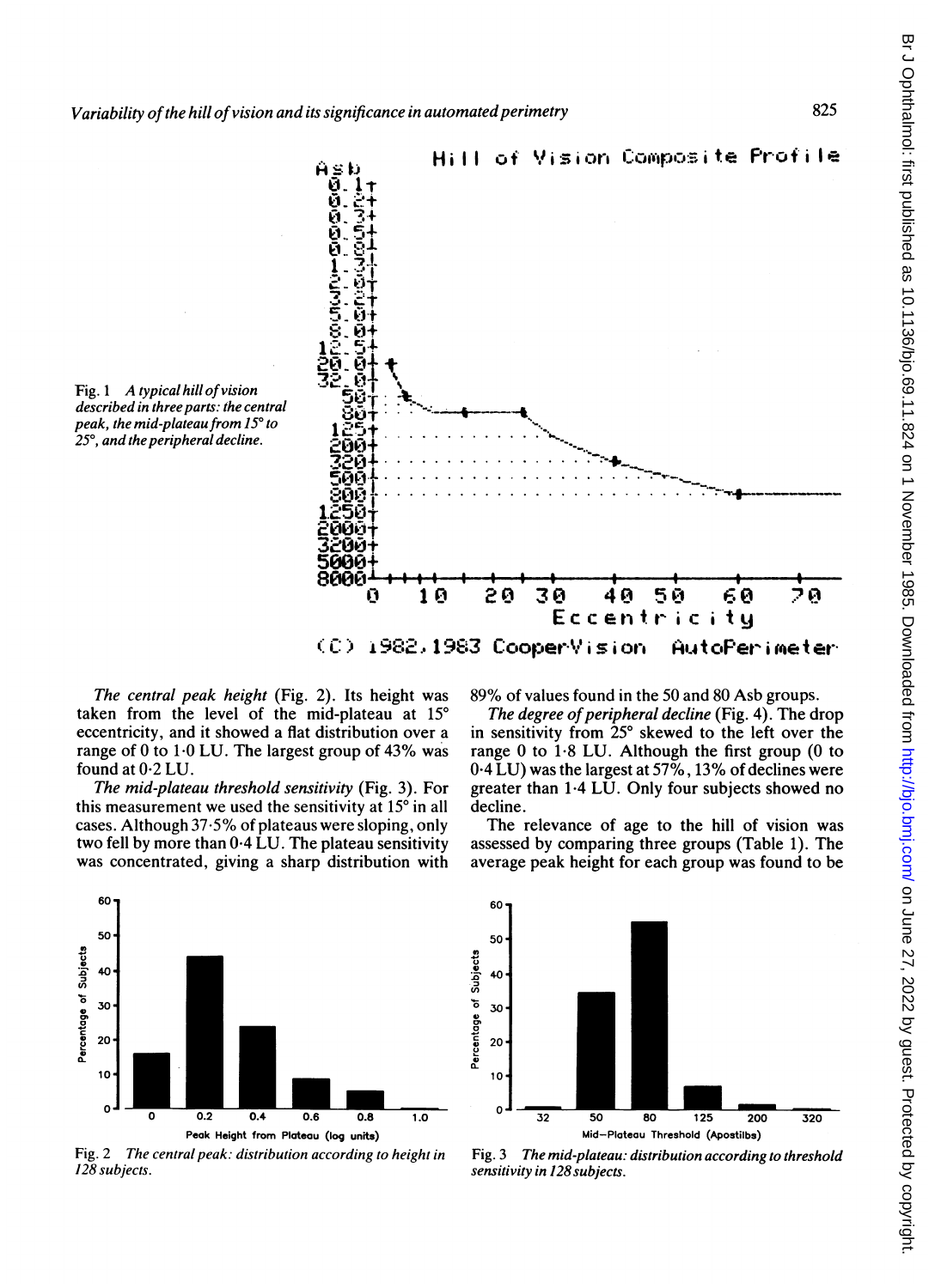Fig. 1 *A typical hill of vision described in three parts: the central peak, the mid-plateau from 15° to 25°, and the peripheral decline.*

Fig. 2 *The central peak: distribution according to height in 128 subjects.*

Fig. 3 *The mid-plateau: distribution according to threshold sensitivity in 128 subjects.*

*The central peak height* (Fig. 2). Its height was taken from the level of the mid-plateau at 15° eccentricity, and it showed a flat distribution over a range of 0 to 1·0 LU. The largest group of 43% was found at 0·2 LU.

*The mid-plateau threshold sensitivity* (Fig. 3). For this measurement we used the sensitivity at 15° in all cases. Although 37·5% of plateaus were sloping, only two fell by more than 0·4 LU. The plateau sensitivity was concentrated, giving a sharp distribution with 89% of values found in the 50 and 80 Asb groups.

*The degree of peripheral decline* (Fig. 4). The drop in sensitivity from 25° skewed to the left over the range 0 to 1·8 LU. Although the first group (0 to 0·4 LU) was the largest at 57%, 13% of declines were greater than 1·4 LU. Only four subjects showed no decline.

The relevance of age to the hill of vision was assessed by comparing three groups (Table 1). The average peak height for each group was found to be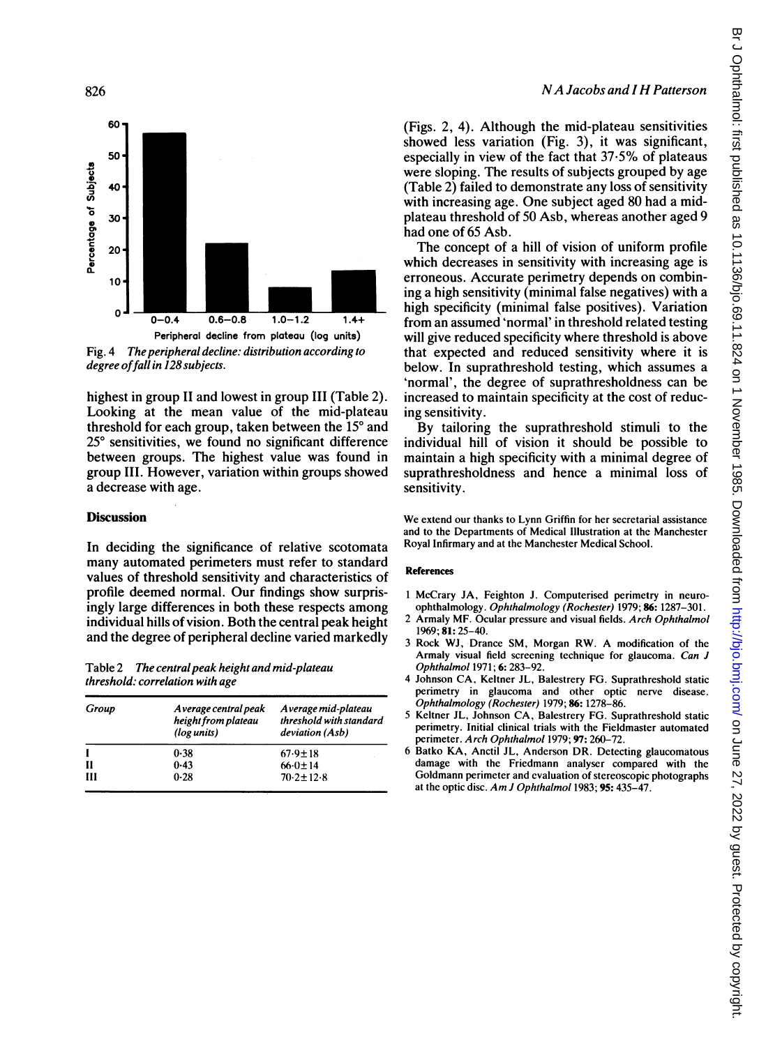60
50
40
30
20
10
0
Percentage of Subjects
0–0.4
0.6–0.8
1.0–1.2
1.4+
Peripheral decline from plateau (log units)

Fig. 4 *The peripheral decline: distribution according to degree of fall in 128 subjects.*

highest in group II and lowest in group III (Table 2). Looking at the mean value of the mid-plateau threshold for each group, taken between the 15° and 25° sensitivities, we found no significant difference between groups. The highest value was found in group III. However, variation within groups showed a decrease with age.

## Discussion

In deciding the significance of relative scotomata many automated perimeters must refer to standard values of threshold sensitivity and characteristics of profile deemed normal. Our findings show surprisingly large differences in both these respects among individual hills of vision. Both the central peak height and the degree of peripheral decline varied markedly (Figs. 2, 4). Although the mid-plateau sensitivities showed less variation (Fig. 3), it was significant, especially in view of the fact that 37·5% of plateaus were sloping. The results of subjects grouped by age (Table 2) failed to demonstrate any loss of sensitivity with increasing age. One subject aged 80 had a mid-plateau threshold of 50 Asb, whereas another aged 9 had one of 65 Asb.

Table 2 *The central peak height and mid-plateau threshold: correlation with age*

| *Group* | *Average central peak height from plateau (log units)* | *Average mid-plateau threshold with standard deviation (Asb)* |
|---|---|---|
| I | 0·38 | 67·9±18 |
| II | 0·43 | 66·0±14 |
| III | 0·28 | 70·2±12·8 |

The concept of a hill of vision of uniform profile which decreases in sensitivity with increasing age is erroneous. Accurate perimetry depends on combining a high sensitivity (minimal false negatives) with a high specificity (minimal false positives). Variation from an assumed 'normal' in threshold related testing will give reduced specificity where threshold is above that expected and reduced sensitivity where it is below. In suprathreshold testing, which assumes a 'normal', the degree of suprathresholdness can be increased to maintain specificity at the cost of reducing sensitivity.

By tailoring the suprathreshold stimuli to the individual hill of vision it should be possible to maintain a high specificity with a minimal degree of suprathresholdness and hence a minimal loss of sensitivity.

We extend our thanks to Lynn Griffin for her secretarial assistance and to the Departments of Medical Illustration at the Manchester Royal Infirmary and at the Manchester Medical School.

### References

1 McCrary JA, Feighton J. Computerised perimetry in neuro-ophthalmology. *Ophthalmology (Rochester)* 1979; **86:** 1287–301.
2 Armaly MF. Ocular pressure and visual fields. *Arch Ophthalmol* 1969; **81:** 25–40.
3 Rock WJ, Drance SM, Morgan RW. A modification of the Armaly visual field screening technique for glaucoma. *Can J Ophthalmol* 1971; **6:** 283–92.
4 Johnson CA, Keltner JL, Balestrery FG. Suprathreshold static perimetry in glaucoma and other optic nerve disease. *Ophthalmology (Rochester)* 1979; **86:** 1278–86.
5 Keltner JL, Johnson CA, Balestrery FG. Suprathreshold static perimetry. Initial clinical trials with the Fieldmaster automated perimeter. *Arch Ophthalmol* 1979; **97:** 260–72.
6 Batko KA, Anctil JL, Anderson DR. Detecting glaucomatous damage with the Friedmann analyser compared with the Goldmann perimeter and evaluation of stereoscopic photographs at the optic disc. *Am J Ophthalmol* 1983; **95:** 435–47.